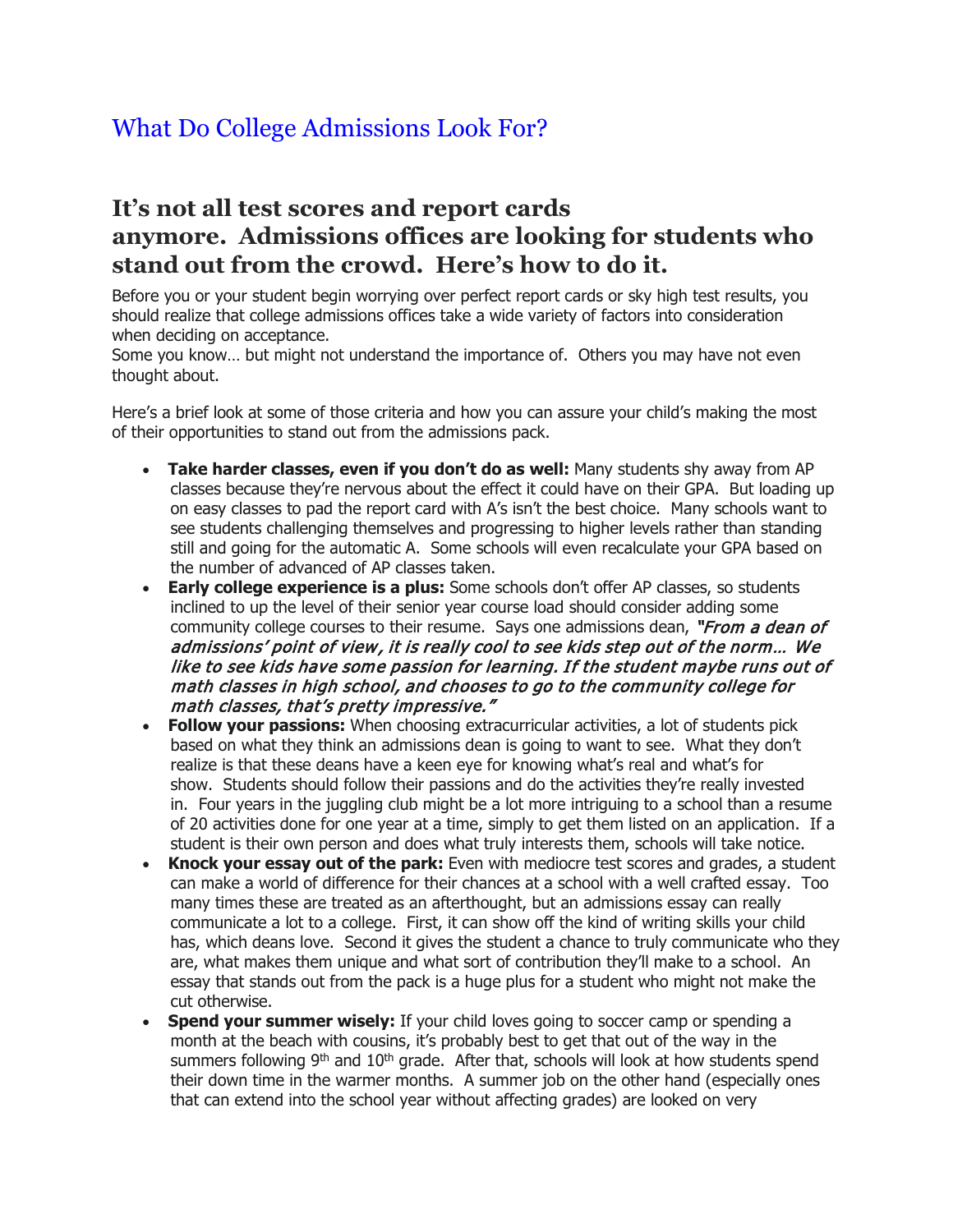# What Do College Admissions Look For?

## It's not all test scores and report cards anymore. Admissions offices are looking for students who stand out from the crowd. Here's how to do it.

Before you or your student begin worrying over perfect report cards or sky high test results, you should realize that college admissions offices take a wide variety of factors into consideration when deciding on acceptance.
Some you know… but might not understand the importance of. Others you may have not even thought about.

Here's a brief look at some of those criteria and how you can assure your child's making the most of their opportunities to stand out from the admissions pack.

- **Take harder classes, even if you don't do as well:** Many students shy away from AP classes because they're nervous about the effect it could have on their GPA. But loading up on easy classes to pad the report card with A's isn't the best choice. Many schools want to see students challenging themselves and progressing to higher levels rather than standing still and going for the automatic A. Some schools will even recalculate your GPA based on the number of advanced of AP classes taken.
- **Early college experience is a plus:** Some schools don't offer AP classes, so students inclined to up the level of their senior year course load should consider adding some community college courses to their resume. Says one admissions dean, ***"From a dean of admissions' point of view, it is really cool to see kids step out of the norm… We like to see kids have some passion for learning. If the student maybe runs out of math classes in high school, and chooses to go to the community college for math classes, that's pretty impressive."***
- **Follow your passions:** When choosing extracurricular activities, a lot of students pick based on what they think an admissions dean is going to want to see. What they don't realize is that these deans have a keen eye for knowing what's real and what's for show. Students should follow their passions and do the activities they're really invested in. Four years in the juggling club might be a lot more intriguing to a school than a resume of 20 activities done for one year at a time, simply to get them listed on an application. If a student is their own person and does what truly interests them, schools will take notice.
- **Knock your essay out of the park:** Even with mediocre test scores and grades, a student can make a world of difference for their chances at a school with a well crafted essay. Too many times these are treated as an afterthought, but an admissions essay can really communicate a lot to a college. First, it can show off the kind of writing skills your child has, which deans love. Second it gives the student a chance to truly communicate who they are, what makes them unique and what sort of contribution they'll make to a school. An essay that stands out from the pack is a huge plus for a student who might not make the cut otherwise.
- **Spend your summer wisely:** If your child loves going to soccer camp or spending a month at the beach with cousins, it's probably best to get that out of the way in the summers following 9th and 10th grade. After that, schools will look at how students spend their down time in the warmer months. A summer job on the other hand (especially ones that can extend into the school year without affecting grades) are looked on very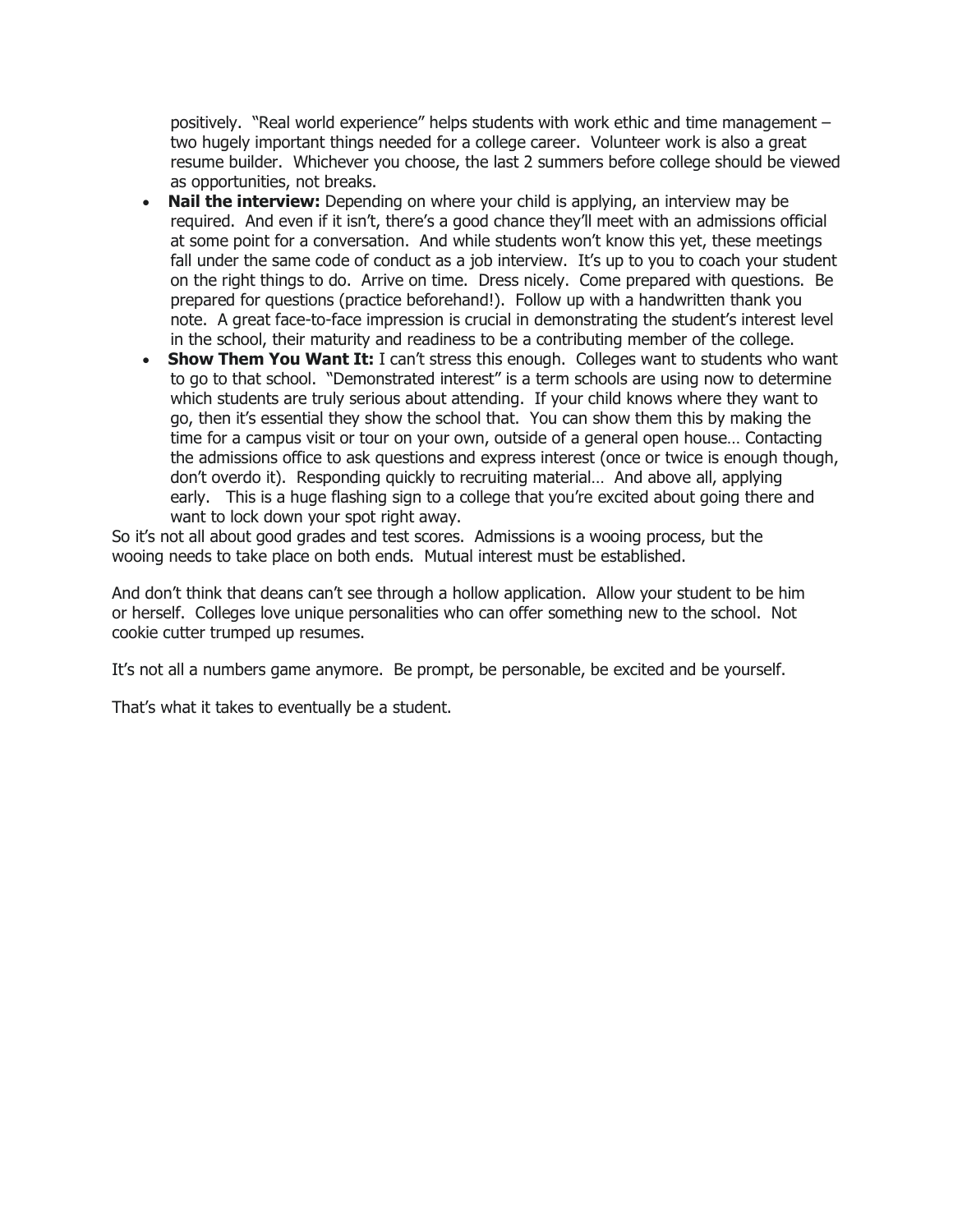positively. "Real world experience" helps students with work ethic and time management – two hugely important things needed for a college career. Volunteer work is also a great resume builder. Whichever you choose, the last 2 summers before college should be viewed as opportunities, not breaks.

- **Nail the interview:** Depending on where your child is applying, an interview may be required. And even if it isn't, there's a good chance they'll meet with an admissions official at some point for a conversation. And while students won't know this yet, these meetings fall under the same code of conduct as a job interview. It's up to you to coach your student on the right things to do. Arrive on time. Dress nicely. Come prepared with questions. Be prepared for questions (practice beforehand!). Follow up with a handwritten thank you note. A great face-to-face impression is crucial in demonstrating the student's interest level in the school, their maturity and readiness to be a contributing member of the college.
- **Show Them You Want It:** I can't stress this enough. Colleges want to students who want to go to that school. "Demonstrated interest" is a term schools are using now to determine which students are truly serious about attending. If your child knows where they want to go, then it's essential they show the school that. You can show them this by making the time for a campus visit or tour on your own, outside of a general open house… Contacting the admissions office to ask questions and express interest (once or twice is enough though, don't overdo it). Responding quickly to recruiting material… And above all, applying early. This is a huge flashing sign to a college that you're excited about going there and want to lock down your spot right away.

So it's not all about good grades and test scores. Admissions is a wooing process, but the wooing needs to take place on both ends. Mutual interest must be established.

And don't think that deans can't see through a hollow application. Allow your student to be him or herself. Colleges love unique personalities who can offer something new to the school. Not cookie cutter trumped up resumes.

It's not all a numbers game anymore. Be prompt, be personable, be excited and be yourself.

That's what it takes to eventually be a student.